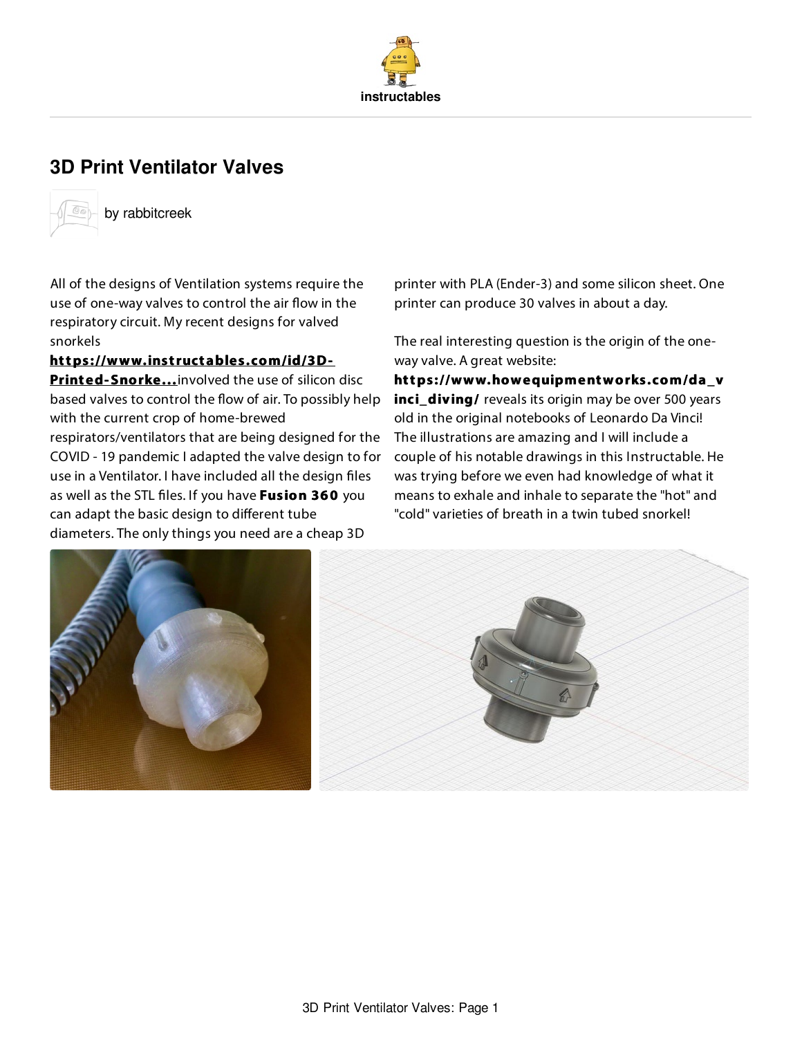# 3D Print Ventilator Valves

by rabbitcreek

All of the designs of Ventilation systems require the use of one-way valves to control the air flow in the respiratory circuit. My recent designs for valved snorkels **https://www.instructables.com/id/3D-Printed-Snorke...** involved the use of silicon disc based valves to control the flow of air. To possibly help with the current crop of home-brewed respirators/ventilators that are being designed for the COVID - 19 pandemic I adapted the valve design to for use in a Ventilator. I have included all the design files as well as the STL files. If you have **Fusion 360** you can adapt the basic design to different tube diameters. The only things you need are a cheap 3D printer with PLA (Ender-3) and some silicon sheet. One printer can produce 30 valves in about a day.

The real interesting question is the origin of the one-way valve. A great website: **https://www.howequipmentworks.com/da_vinci_diving/** reveals its origin may be over 500 years old in the original notebooks of Leonardo Da Vinci! The illustrations are amazing and I will include a couple of his notable drawings in this Instructable. He was trying before we even had knowledge of what it means to exhale and inhale to separate the "hot" and "cold" varieties of breath in a twin tubed snorkel!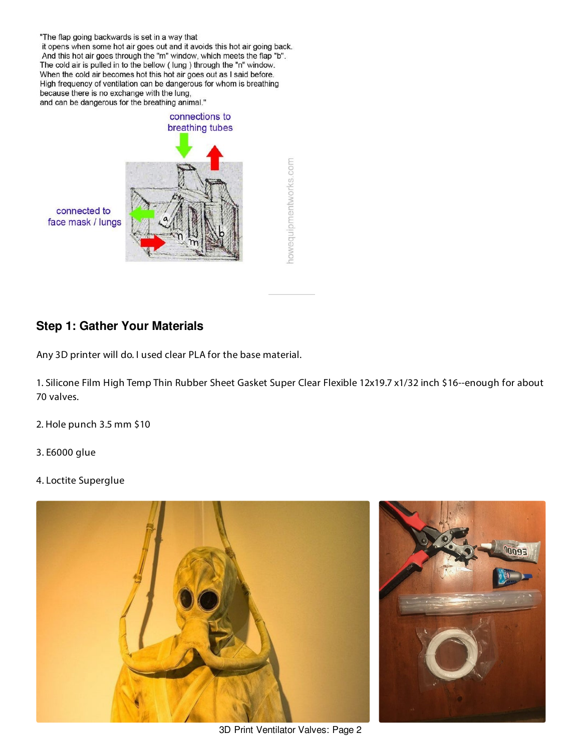"The flap going backwards is set in a way that
it opens when some hot air goes out and it avoids this hot air going back.
And this hot air goes through the "m" window, which meets the flap "b".
The cold air is pulled in to the bellow ( lung ) through the "n" window.
When the cold air becomes hot this hot air goes out as I said before.
High frequency of ventilation can be dangerous for whom is breathing
because there is no exchange with the lung,
and can be dangerous for the breathing animal."

## Step 1: Gather Your Materials

Any 3D printer will do. I used clear PLA for the base material.

1. Silicone Film High Temp Thin Rubber Sheet Gasket Super Clear Flexible 12x19.7 x1/32 inch $16--enough for about 70 valves.

2. Hole punch 3.5 mm $10

3. E6000 glue

4. Loctite Superglue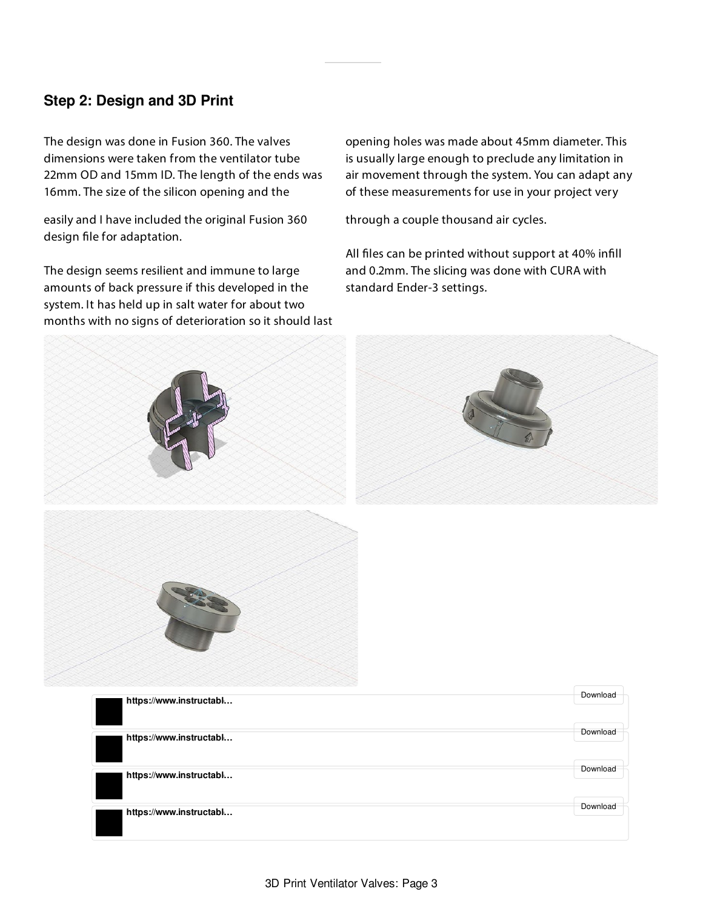## Step 2: Design and 3D Print

The design was done in Fusion 360. The valves dimensions were taken from the ventilator tube 22mm OD and 15mm ID. The length of the ends was 16mm. The size of the silicon opening and the opening holes was made about 45mm diameter. This is usually large enough to preclude any limitation in air movement through the system. You can adapt any of these measurements for use in your project very easily and I have included the original Fusion 360 design file for adaptation.

The design seems resilient and immune to large amounts of back pressure if this developed in the system. It has held up in salt water for about two months with no signs of deterioration so it should last through a couple thousand air cycles.

All files can be printed without support at 40% infill and 0.2mm. The slicing was done with CURA with standard Ender-3 settings.

https://www.instructabl… Download

https://www.instructabl… Download

https://www.instructabl… Download

https://www.instructabl… Download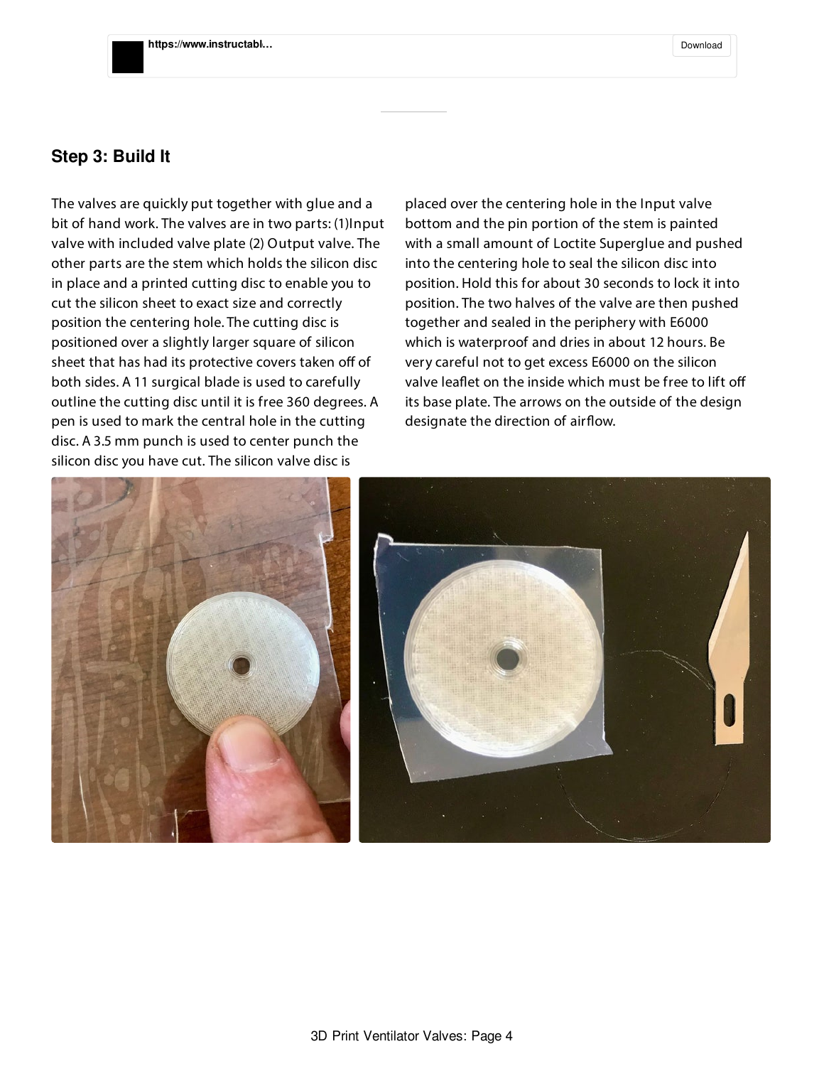https://www.instructabl...

Download

## Step 3: Build It

The valves are quickly put together with glue and a bit of hand work. The valves are in two parts: (1)Input valve with included valve plate (2) Output valve. The other parts are the stem which holds the silicon disc in place and a printed cutting disc to enable you to cut the silicon sheet to exact size and correctly position the centering hole. The cutting disc is positioned over a slightly larger square of silicon sheet that has had its protective covers taken off of both sides. A 11 surgical blade is used to carefully outline the cutting disc until it is free 360 degrees. A pen is used to mark the central hole in the cutting disc. A 3.5 mm punch is used to center punch the silicon disc you have cut. The silicon valve disc is placed over the centering hole in the Input valve bottom and the pin portion of the stem is painted with a small amount of Loctite Superglue and pushed into the centering hole to seal the silicon disc into position. Hold this for about 30 seconds to lock it into position. The two halves of the valve are then pushed together and sealed in the periphery with E6000 which is waterproof and dries in about 12 hours. Be very careful not to get excess E6000 on the silicon valve leaflet on the inside which must be free to lift off its base plate. The arrows on the outside of the design designate the direction of airflow.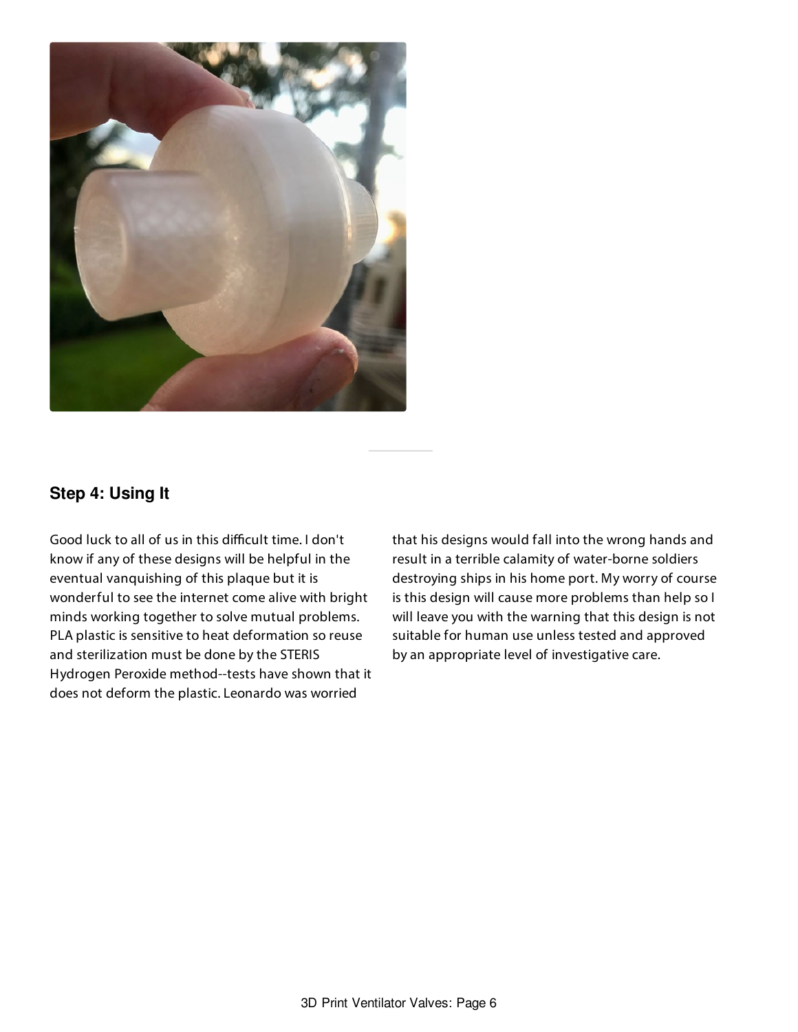## Step 4: Using It

Good luck to all of us in this difficult time. I don't know if any of these designs will be helpful in the eventual vanquishing of this plaque but it is wonderful to see the internet come alive with bright minds working together to solve mutual problems. PLA plastic is sensitive to heat deformation so reuse and sterilization must be done by the STERIS Hydrogen Peroxide method--tests have shown that it does not deform the plastic. Leonardo was worried that his designs would fall into the wrong hands and result in a terrible calamity of water-borne soldiers destroying ships in his home port. My worry of course is this design will cause more problems than help so I will leave you with the warning that this design is not suitable for human use unless tested and approved by an appropriate level of investigative care.